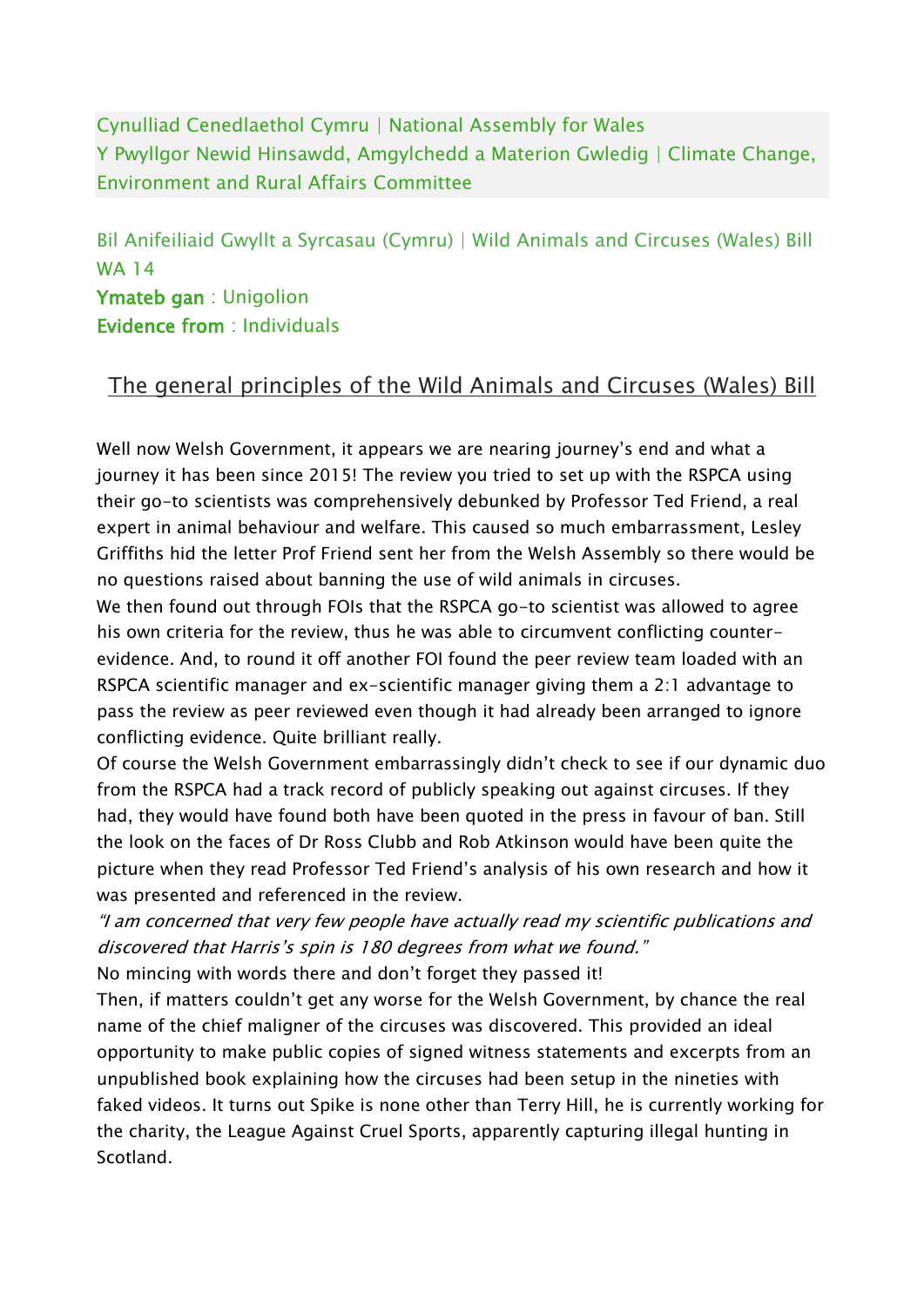Cynulliad Cenedlaethol Cymru | National Assembly for Wales
Y Pwyllgor Newid Hinsawdd, Amgylchedd a Materion Gwledig | Climate Change, Environment and Rural Affairs Committee

Bil Anifeiliaid Gwyllt a Syrcasau (Cymru) | Wild Animals and Circuses (Wales) Bill
WA 14
**Ymateb gan** : Unigolion
**Evidence from** : Individuals

## The general principles of the Wild Animals and Circuses (Wales) Bill

Well now Welsh Government, it appears we are nearing journey's end and what a journey it has been since 2015! The review you tried to set up with the RSPCA using their go-to scientists was comprehensively debunked by Professor Ted Friend, a real expert in animal behaviour and welfare. This caused so much embarrassment, Lesley Griffiths hid the letter Prof Friend sent her from the Welsh Assembly so there would be no questions raised about banning the use of wild animals in circuses.
We then found out through FOIs that the RSPCA go-to scientist was allowed to agree his own criteria for the review, thus he was able to circumvent conflicting counter-evidence. And, to round it off another FOI found the peer review team loaded with an RSPCA scientific manager and ex-scientific manager giving them a 2:1 advantage to pass the review as peer reviewed even though it had already been arranged to ignore conflicting evidence. Quite brilliant really.
Of course the Welsh Government embarrassingly didn't check to see if our dynamic duo from the RSPCA had a track record of publicly speaking out against circuses. If they had, they would have found both have been quoted in the press in favour of ban. Still the look on the faces of Dr Ross Clubb and Rob Atkinson would have been quite the picture when they read Professor Ted Friend's analysis of his own research and how it was presented and referenced in the review.
*"I am concerned that very few people have actually read my scientific publications and discovered that Harris's spin is 180 degrees from what we found."*
No mincing with words there and don't forget they passed it!
Then, if matters couldn't get any worse for the Welsh Government, by chance the real name of the chief maligner of the circuses was discovered. This provided an ideal opportunity to make public copies of signed witness statements and excerpts from an unpublished book explaining how the circuses had been setup in the nineties with faked videos. It turns out Spike is none other than Terry Hill, he is currently working for the charity, the League Against Cruel Sports, apparently capturing illegal hunting in Scotland.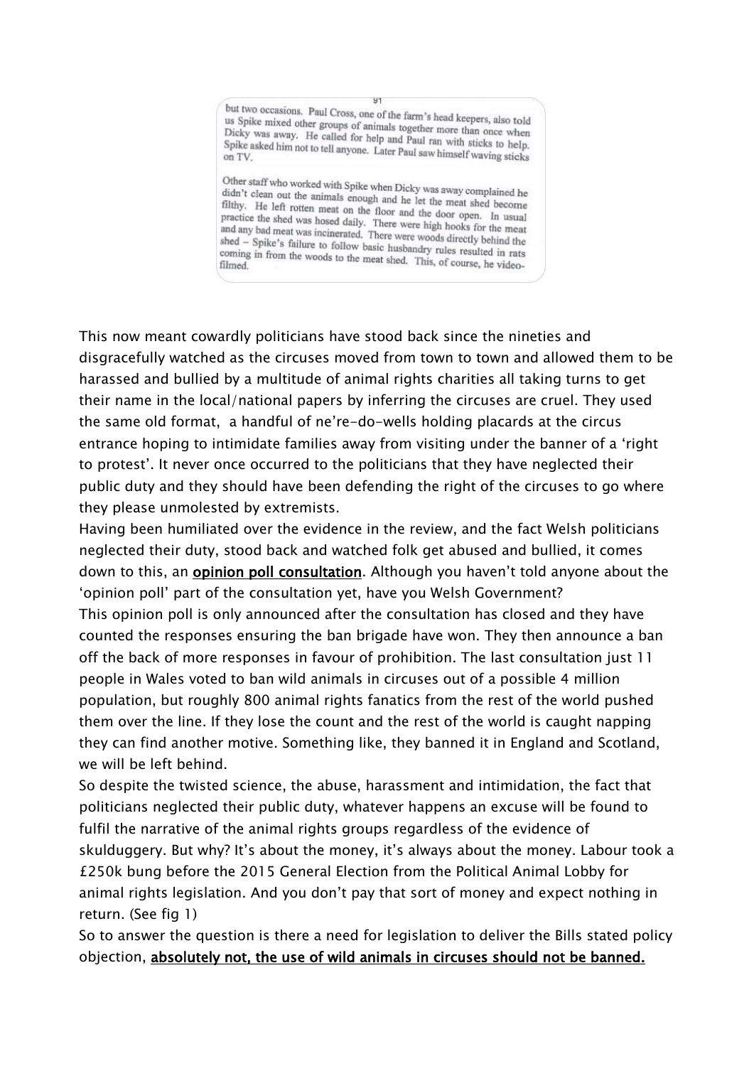but two occasions. Paul Cross, one of the farm's head keepers, also told us Spike mixed other groups of animals together more than once when Dicky was away. He called for help and Paul ran with sticks to help. Spike asked him not to tell anyone. Later Paul saw himself waving sticks on TV.

Other staff who worked with Spike when Dicky was away complained he didn't clean out the animals enough and he let the meat shed become filthy. He left rotten meat on the floor and the door open. In usual practice the shed was hosed daily. There were high hooks for the meat and any bad meat was incinerated. There were woods directly behind the shed – Spike's failure to follow basic husbandry rules resulted in rats coming in from the woods to the meat shed. This, of course, he video-filmed.

This now meant cowardly politicians have stood back since the nineties and disgracefully watched as the circuses moved from town to town and allowed them to be harassed and bullied by a multitude of animal rights charities all taking turns to get their name in the local/national papers by inferring the circuses are cruel. They used the same old format, a handful of ne're-do-wells holding placards at the circus entrance hoping to intimidate families away from visiting under the banner of a 'right to protest'. It never once occurred to the politicians that they have neglected their public duty and they should have been defending the right of the circuses to go where they please unmolested by extremists.

Having been humiliated over the evidence in the review, and the fact Welsh politicians neglected their duty, stood back and watched folk get abused and bullied, it comes down to this, an **opinion poll consultation**. Although you haven't told anyone about the 'opinion poll' part of the consultation yet, have you Welsh Government?

This opinion poll is only announced after the consultation has closed and they have counted the responses ensuring the ban brigade have won. They then announce a ban off the back of more responses in favour of prohibition. The last consultation just 11 people in Wales voted to ban wild animals in circuses out of a possible 4 million population, but roughly 800 animal rights fanatics from the rest of the world pushed them over the line. If they lose the count and the rest of the world is caught napping they can find another motive. Something like, they banned it in England and Scotland, we will be left behind.

So despite the twisted science, the abuse, harassment and intimidation, the fact that politicians neglected their public duty, whatever happens an excuse will be found to fulfil the narrative of the animal rights groups regardless of the evidence of skulduggery. But why? It's about the money, it's always about the money. Labour took a £250k bung before the 2015 General Election from the Political Animal Lobby for animal rights legislation. And you don't pay that sort of money and expect nothing in return. (See fig 1)

So to answer the question is there a need for legislation to deliver the Bills stated policy objection, **absolutely not, the use of wild animals in circuses should not be banned.**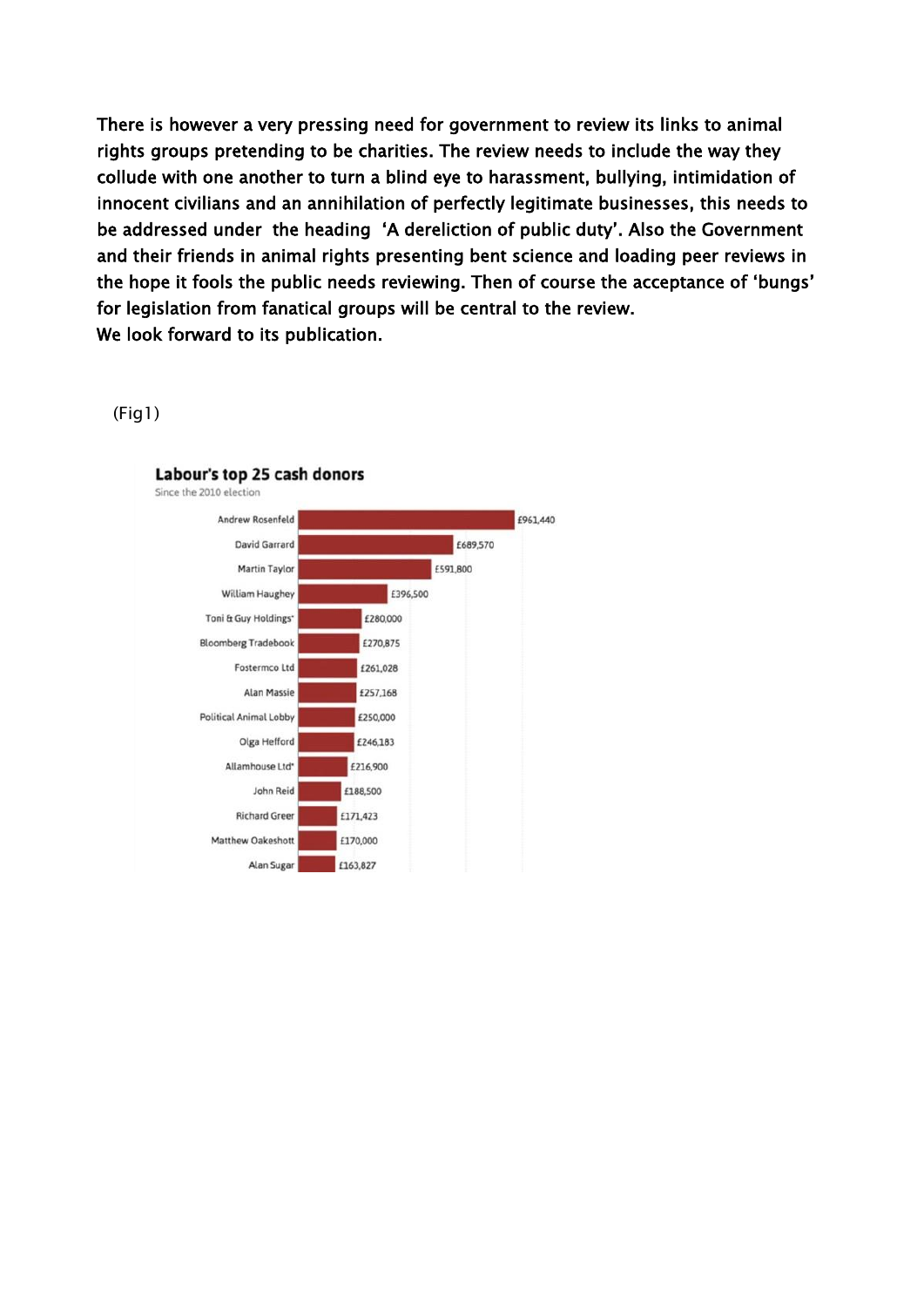There is however a very pressing need for government to review its links to animal rights groups pretending to be charities. The review needs to include the way they collude with one another to turn a blind eye to harassment, bullying, intimidation of innocent civilians and an annihilation of perfectly legitimate businesses, this needs to be addressed under the heading 'A dereliction of public duty'. Also the Government and their friends in animal rights presenting bent science and loading peer reviews in the hope it fools the public needs reviewing. Then of course the acceptance of 'bungs' for legislation from fanatical groups will be central to the review.
We look forward to its publication.

(Fig1)

**Labour's top 25 cash donors**
Since the 2010 election

Andrew Rosenfeld £961,440
David Garrard £689,570
Martin Taylor £591,800
William Haughey £396,500
Toni & Guy Holdings* £280,000
Bloomberg Tradebook £270,875
Fostermco Ltd £261,028
Alan Massie £257,168
Political Animal Lobby £250,000
Olga Hefford £246,183
Allamhouse Ltd* £216,900
John Reid £188,500
Richard Greer £171,423
Matthew Oakeshott £170,000
Alan Sugar £163,827